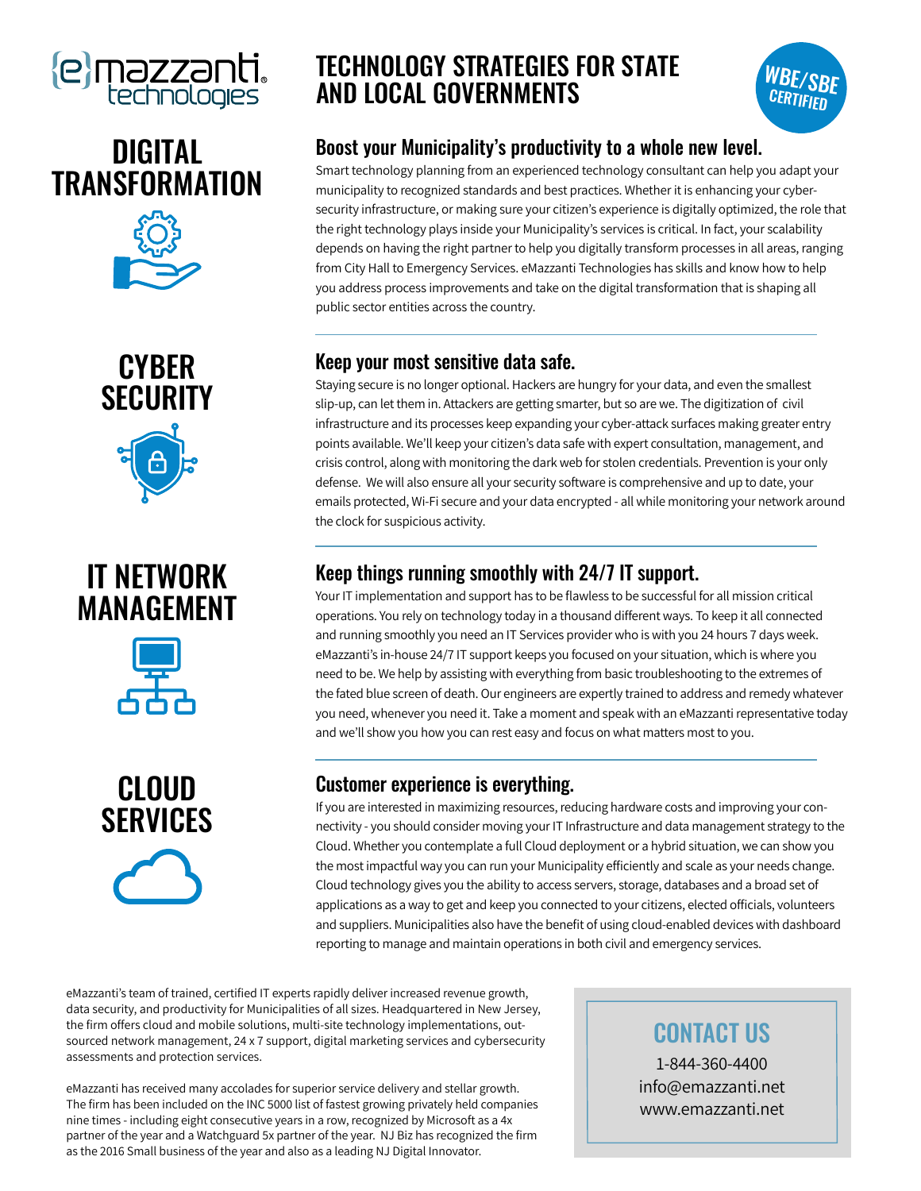# TECHNOLOGY STRATEGIES FOR STATE AND LOCAL GOVERNMENTS

WBE/SBE CERTIFIED

## DIGITAL TRANSFORMATION

### Boost your Municipality's productivity to a whole new level.

Smart technology planning from an experienced technology consultant can help you adapt your municipality to recognized standards and best practices. Whether it is enhancing your cyber-security infrastructure, or making sure your citizen's experience is digitally optimized, the role that the right technology plays inside your Municipality's services is critical. In fact, your scalability depends on having the right partner to help you digitally transform processes in all areas, ranging from City Hall to Emergency Services. eMazzanti Technologies has skills and know how to help you address process improvements and take on the digital transformation that is shaping all public sector entities across the country.

## CYBER SECURITY

### Keep your most sensitive data safe.

Staying secure is no longer optional. Hackers are hungry for your data, and even the smallest slip-up, can let them in. Attackers are getting smarter, but so are we. The digitization of civil infrastructure and its processes keep expanding your cyber-attack surfaces making greater entry points available. We'll keep your citizen's data safe with expert consultation, management, and crisis control, along with monitoring the dark web for stolen credentials. Prevention is your only defense. We will also ensure all your security software is comprehensive and up to date, your emails protected, Wi-Fi secure and your data encrypted - all while monitoring your network around the clock for suspicious activity.

## IT NETWORK MANAGEMENT

### Keep things running smoothly with 24/7 IT support.

Your IT implementation and support has to be flawless to be successful for all mission critical operations. You rely on technology today in a thousand different ways. To keep it all connected and running smoothly you need an IT Services provider who is with you 24 hours 7 days week. eMazzanti's in-house 24/7 IT support keeps you focused on your situation, which is where you need to be. We help by assisting with everything from basic troubleshooting to the extremes of the fated blue screen of death. Our engineers are expertly trained to address and remedy whatever you need, whenever you need it. Take a moment and speak with an eMazzanti representative today and we'll show you how you can rest easy and focus on what matters most to you.

## CLOUD SERVICES

### Customer experience is everything.

If you are interested in maximizing resources, reducing hardware costs and improving your connectivity - you should consider moving your IT Infrastructure and data management strategy to the Cloud. Whether you contemplate a full Cloud deployment or a hybrid situation, we can show you the most impactful way you can run your Municipality efficiently and scale as your needs change. Cloud technology gives you the ability to access servers, storage, databases and a broad set of applications as a way to get and keep you connected to your citizens, elected officials, volunteers and suppliers. Municipalities also have the benefit of using cloud-enabled devices with dashboard reporting to manage and maintain operations in both civil and emergency services.

eMazzanti's team of trained, certified IT experts rapidly deliver increased revenue growth, data security, and productivity for Municipalities of all sizes. Headquartered in New Jersey, the firm offers cloud and mobile solutions, multi-site technology implementations, outsourced network management, 24 x 7 support, digital marketing services and cybersecurity assessments and protection services.

eMazzanti has received many accolades for superior service delivery and stellar growth. The firm has been included on the INC 5000 list of fastest growing privately held companies nine times - including eight consecutive years in a row, recognized by Microsoft as a 4x partner of the year and a Watchguard 5x partner of the year. NJ Biz has recognized the firm as the 2016 Small business of the year and also as a leading NJ Digital Innovator.

## CONTACT US

1-844-360-4400
info@emazzanti.net
www.emazzanti.net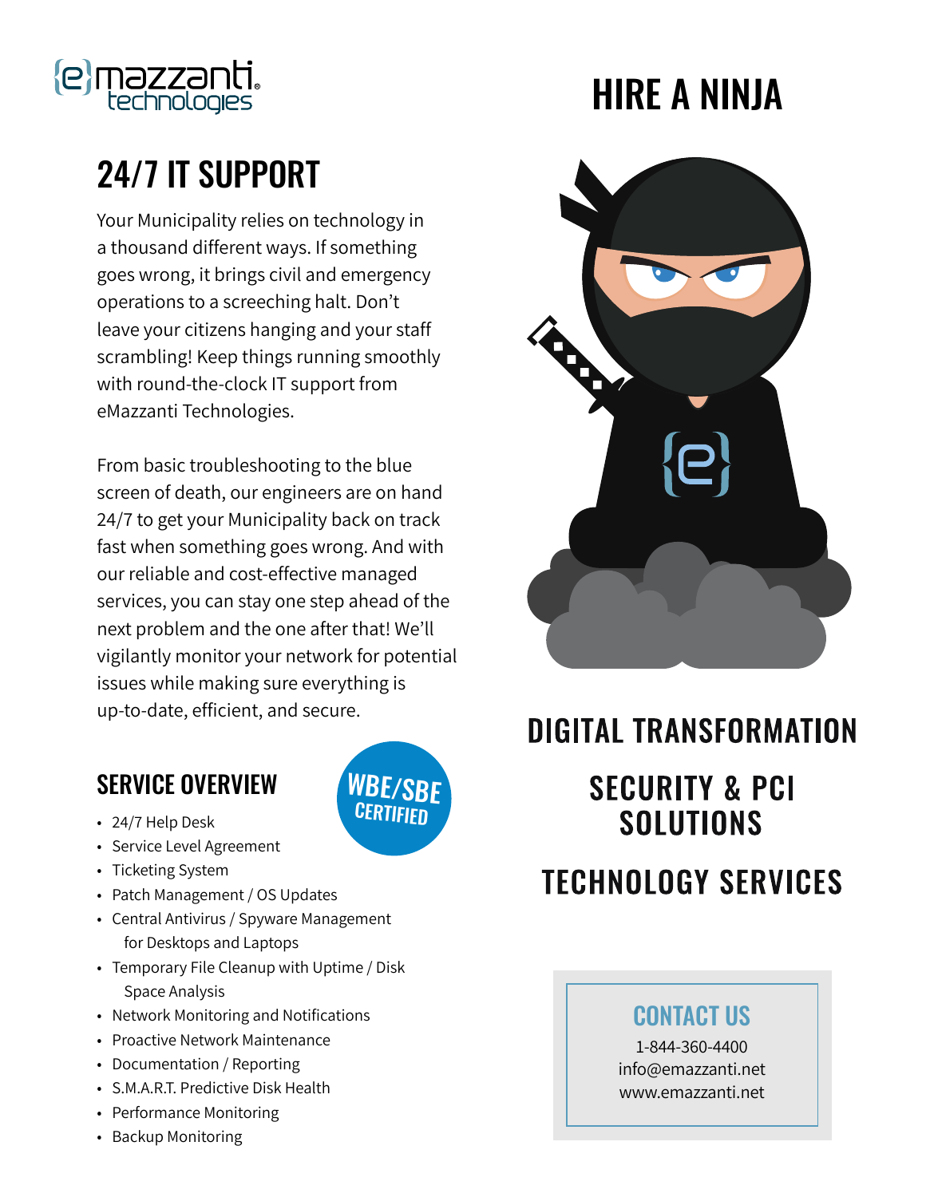eMazzanti technologies

# 24/7 IT SUPPORT

Your Municipality relies on technology in a thousand different ways. If something goes wrong, it brings civil and emergency operations to a screeching halt. Don't leave your citizens hanging and your staff scrambling! Keep things running smoothly with round-the-clock IT support from eMazzanti Technologies.

From basic troubleshooting to the blue screen of death, our engineers are on hand 24/7 to get your Municipality back on track fast when something goes wrong. And with our reliable and cost-effective managed services, you can stay one step ahead of the next problem and the one after that! We'll vigilantly monitor your network for potential issues while making sure everything is up-to-date, efficient, and secure.

## SERVICE OVERVIEW

WBE/SBE CERTIFIED

- 24/7 Help Desk
- Service Level Agreement
- Ticketing System
- Patch Management / OS Updates
- Central Antivirus / Spyware Management for Desktops and Laptops
- Temporary File Cleanup with Uptime / Disk Space Analysis
- Network Monitoring and Notifications
- Proactive Network Maintenance
- Documentation / Reporting
- S.M.A.R.T. Predictive Disk Health
- Performance Monitoring
- Backup Monitoring

# HIRE A NINJA

## DIGITAL TRANSFORMATION

## SECURITY & PCI SOLUTIONS

## TECHNOLOGY SERVICES

### CONTACT US

1-844-360-4400
info@emazzanti.net
www.emazzanti.net